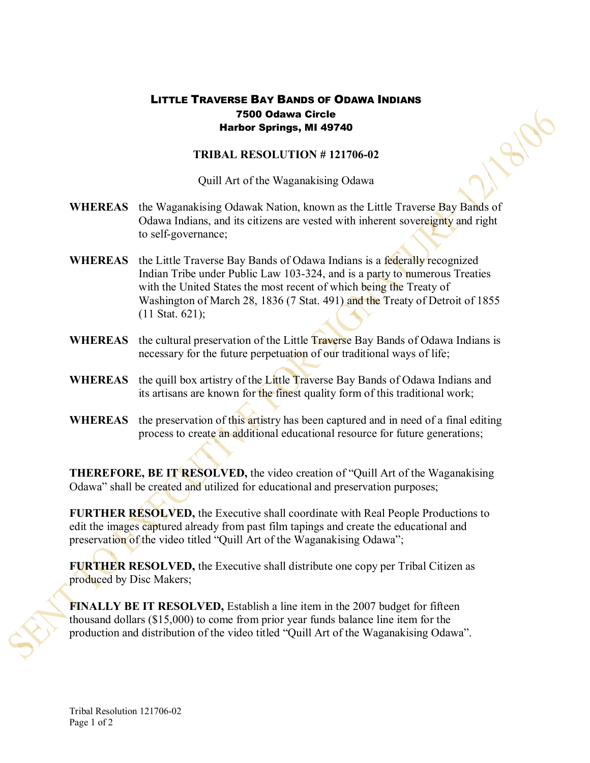# LITTLE TRAVERSE BAY BANDS OF ODAWA INDIANS

**7500 Odawa Circle**
**Harbor Springs, MI 49740**

## TRIBAL RESOLUTION # 121706-02

Quill Art of the Waganakising Odawa

**WHEREAS** the Waganakising Odawak Nation, known as the Little Traverse Bay Bands of Odawa Indians, and its citizens are vested with inherent sovereignty and right to self-governance;

**WHEREAS** the Little Traverse Bay Bands of Odawa Indians is a federally recognized Indian Tribe under Public Law 103-324, and is a party to numerous Treaties with the United States the most recent of which being the Treaty of Washington of March 28, 1836 (7 Stat. 491) and the Treaty of Detroit of 1855 (11 Stat. 621);

**WHEREAS** the cultural preservation of the Little Traverse Bay Bands of Odawa Indians is necessary for the future perpetuation of our traditional ways of life;

**WHEREAS** the quill box artistry of the Little Traverse Bay Bands of Odawa Indians and its artisans are known for the finest quality form of this traditional work;

**WHEREAS** the preservation of this artistry has been captured and in need of a final editing process to create an additional educational resource for future generations;

**THEREFORE, BE IT RESOLVED,** the video creation of "Quill Art of the Waganakising Odawa" shall be created and utilized for educational and preservation purposes;

**FURTHER RESOLVED,** the Executive shall coordinate with Real People Productions to edit the images captured already from past film tapings and create the educational and preservation of the video titled "Quill Art of the Waganakising Odawa";

**FURTHER RESOLVED,** the Executive shall distribute one copy per Tribal Citizen as produced by Disc Makers;

**FINALLY BE IT RESOLVED,** Establish a line item in the 2007 budget for fifteen thousand dollars ($15,000) to come from prior year funds balance line item for the production and distribution of the video titled "Quill Art of the Waganakising Odawa".

SENT TO EXECUTIVE FOR SIGNATURE 12/18/06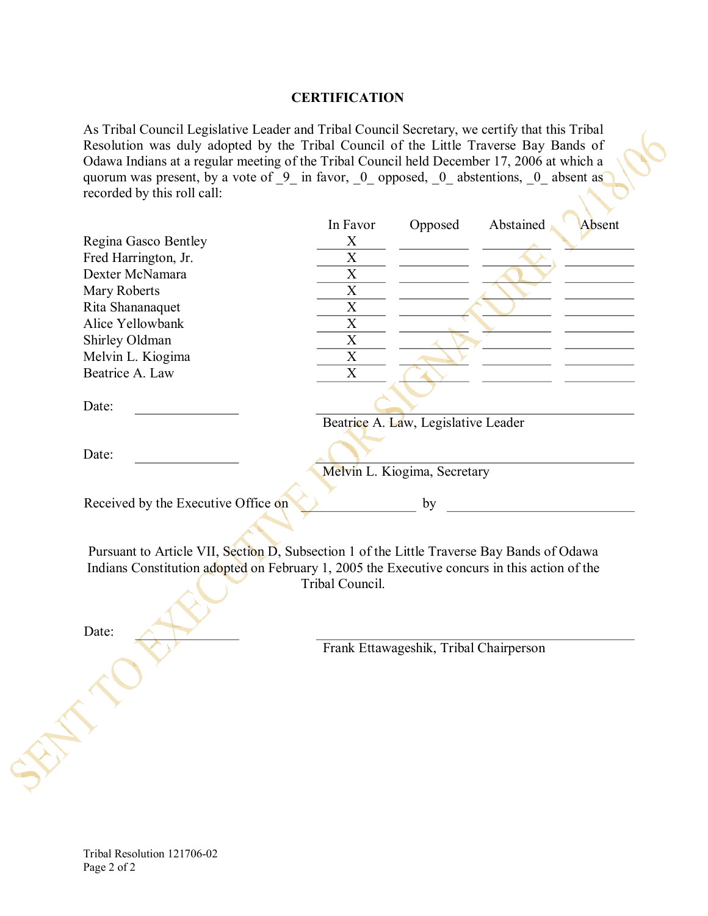**CERTIFICATION**

As Tribal Council Legislative Leader and Tribal Council Secretary, we certify that this Tribal Resolution was duly adopted by the Tribal Council of the Little Traverse Bay Bands of Odawa Indians at a regular meeting of the Tribal Council held December 17, 2006 at which a quorum was present, by a vote of _9_ in favor, _0_ opposed, _0_ abstentions, _0_ absent as recorded by this roll call:

| | In Favor | Opposed | Abstained | Absent |
|---|---|---|---|---|
| Regina Gasco Bentley | X | | | |
| Fred Harrington, Jr. | X | | | |
| Dexter McNamara | X | | | |
| Mary Roberts | X | | | |
| Rita Shananaquet | X | | | |
| Alice Yellowbank | X | | | |
| Shirley Oldman | X | | | |
| Melvin L. Kiogima | X | | | |
| Beatrice A. Law | X | | | |

Date: ______________ ________________________________
Beatrice A. Law, Legislative Leader

Date: ______________ ________________________________
Melvin L. Kiogima, Secretary

Received by the Executive Office on ______________ by ______________________

Pursuant to Article VII, Section D, Subsection 1 of the Little Traverse Bay Bands of Odawa Indians Constitution adopted on February 1, 2005 the Executive concurs in this action of the Tribal Council.

Date: ______________ ________________________________
Frank Ettawageshik, Tribal Chairperson

SENT TO EXECUTIVE FOR SIGNATURE 12/18/06

Tribal Resolution 121706-02